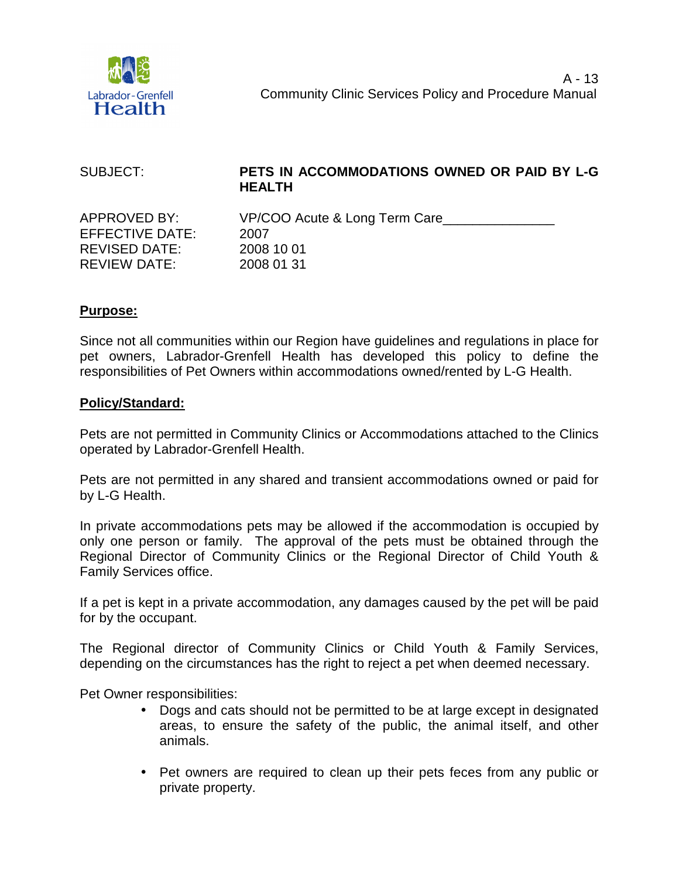A - 13
Community Clinic Services Policy and Procedure Manual

| SUBJECT: | **PETS IN ACCOMMODATIONS OWNED OR PAID BY L-G HEALTH** |
|---|---|
| APPROVED BY: | VP/COO Acute & Long Term Care_______________ |
| EFFECTIVE DATE: | 2007 |
| REVISED DATE: | 2008 10 01 |
| REVIEW DATE: | 2008 01 31 |

## Purpose:

Since not all communities within our Region have guidelines and regulations in place for pet owners, Labrador-Grenfell Health has developed this policy to define the responsibilities of Pet Owners within accommodations owned/rented by L-G Health.

## Policy/Standard:

Pets are not permitted in Community Clinics or Accommodations attached to the Clinics operated by Labrador-Grenfell Health.

Pets are not permitted in any shared and transient accommodations owned or paid for by L-G Health.

In private accommodations pets may be allowed if the accommodation is occupied by only one person or family. The approval of the pets must be obtained through the Regional Director of Community Clinics or the Regional Director of Child Youth & Family Services office.

If a pet is kept in a private accommodation, any damages caused by the pet will be paid for by the occupant.

The Regional director of Community Clinics or Child Youth & Family Services, depending on the circumstances has the right to reject a pet when deemed necessary.

Pet Owner responsibilities:

- Dogs and cats should not be permitted to be at large except in designated areas, to ensure the safety of the public, the animal itself, and other animals.
- Pet owners are required to clean up their pets feces from any public or private property.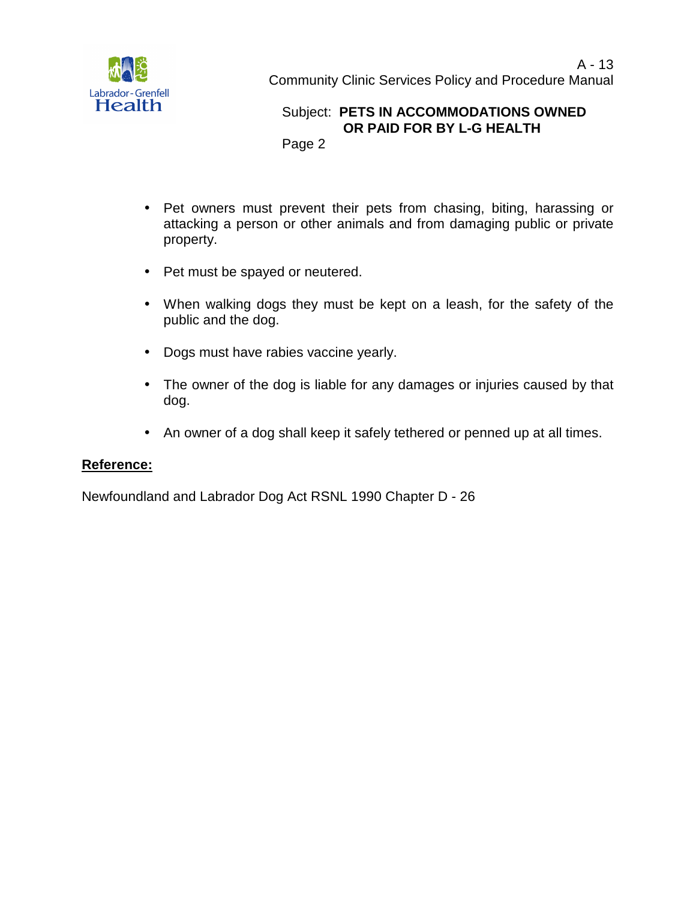- Pet owners must prevent their pets from chasing, biting, harassing or attacking a person or other animals and from damaging public or private property.

- Pet must be spayed or neutered.

- When walking dogs they must be kept on a leash, for the safety of the public and the dog.

- Dogs must have rabies vaccine yearly.

- The owner of the dog is liable for any damages or injuries caused by that dog.

- An owner of a dog shall keep it safely tethered or penned up at all times.

**Reference:**

Newfoundland and Labrador Dog Act RSNL 1990 Chapter D - 26